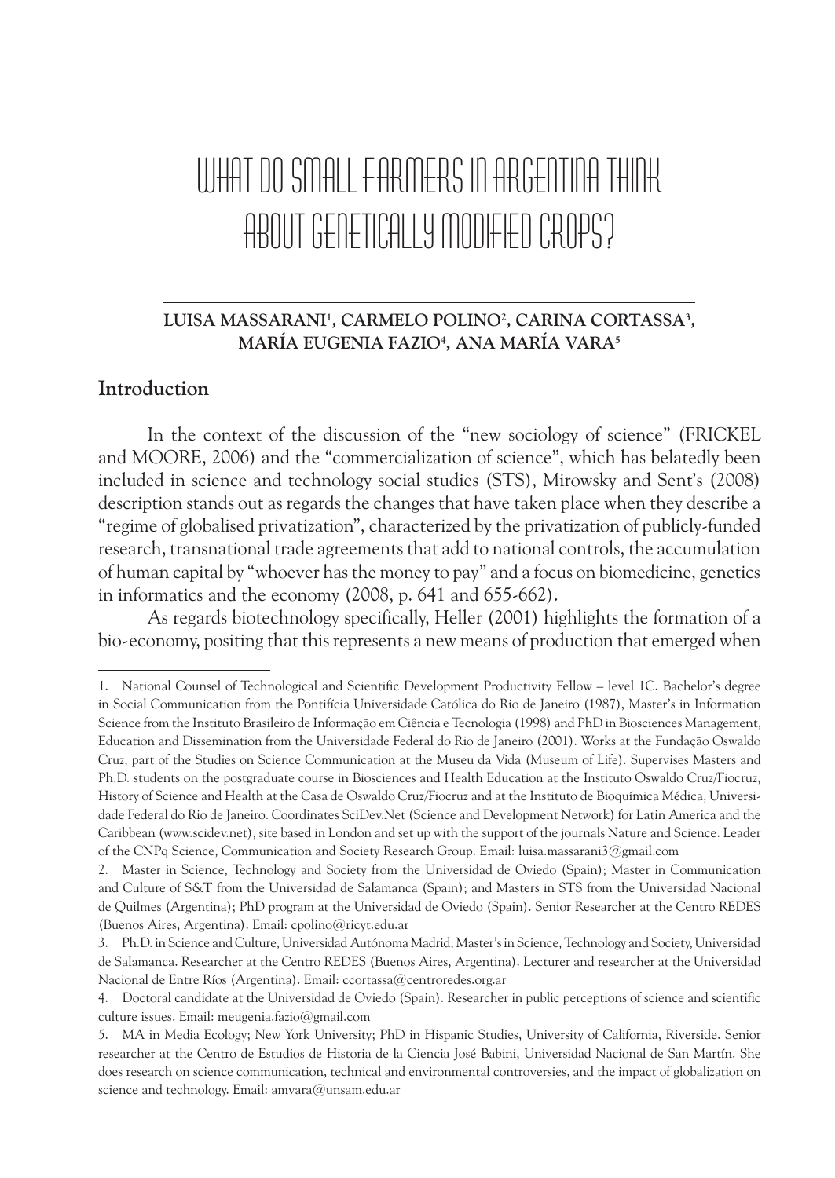# WHAT DO SMALL FARMERS IN ARGENTINA THINK ABOUT GENETICALLY MODIFIED CROPS?

**LUISA MASSARANI[1], CARMELO POLINO[2], CARINA CORTASSA[3], MARÍA EUGENIA FAZIO[4], ANA MARÍA VARA[5]**

## Introduction

In the context of the discussion of the "new sociology of science" (FRICKEL and MOORE, 2006) and the "commercialization of science", which has belatedly been included in science and technology social studies (STS), Mirowsky and Sent's (2008) description stands out as regards the changes that have taken place when they describe a "regime of globalised privatization", characterized by the privatization of publicly-funded research, transnational trade agreements that add to national controls, the accumulation of human capital by "whoever has the money to pay" and a focus on biomedicine, genetics in informatics and the economy (2008, p. 641 and 655-662).

As regards biotechnology specifically, Heller (2001) highlights the formation of a bio-economy, positing that this represents a new means of production that emerged when

---

1. National Counsel of Technological and Scientific Development Productivity Fellow – level 1C. Bachelor's degree in Social Communication from the Pontifícia Universidade Católica do Rio de Janeiro (1987), Master's in Information Science from the Instituto Brasileiro de Informação em Ciência e Tecnologia (1998) and PhD in Biosciences Management, Education and Dissemination from the Universidade Federal do Rio de Janeiro (2001). Works at the Fundação Oswaldo Cruz, part of the Studies on Science Communication at the Museu da Vida (Museum of Life). Supervises Masters and Ph.D. students on the postgraduate course in Biosciences and Health Education at the Instituto Oswaldo Cruz/Fiocruz, History of Science and Health at the Casa de Oswaldo Cruz/Fiocruz and at the Instituto de Bioquímica Médica, Universidade Federal do Rio de Janeiro. Coordinates SciDev.Net (Science and Development Network) for Latin America and the Caribbean (www.scidev.net), site based in London and set up with the support of the journals Nature and Science. Leader of the CNPq Science, Communication and Society Research Group. Email: luisa.massarani3@gmail.com

2. Master in Science, Technology and Society from the Universidad de Oviedo (Spain); Master in Communication and Culture of S&T from the Universidad de Salamanca (Spain); and Masters in STS from the Universidad Nacional de Quilmes (Argentina); PhD program at the Universidad de Oviedo (Spain). Senior Researcher at the Centro REDES (Buenos Aires, Argentina). Email: cpolino@ricyt.edu.ar

3. Ph.D. in Science and Culture, Universidad Autónoma Madrid, Master's in Science, Technology and Society, Universidad de Salamanca. Researcher at the Centro REDES (Buenos Aires, Argentina). Lecturer and researcher at the Universidad Nacional de Entre Ríos (Argentina). Email: ccortassa@centroredes.org.ar

4. Doctoral candidate at the Universidad de Oviedo (Spain). Researcher in public perceptions of science and scientific culture issues. Email: meugenia.fazio@gmail.com

5. MA in Media Ecology; New York University; PhD in Hispanic Studies, University of California, Riverside. Senior researcher at the Centro de Estudios de Historia de la Ciencia José Babini, Universidad Nacional de San Martín. She does research on science communication, technical and environmental controversies, and the impact of globalization on science and technology. Email: amvara@unsam.edu.ar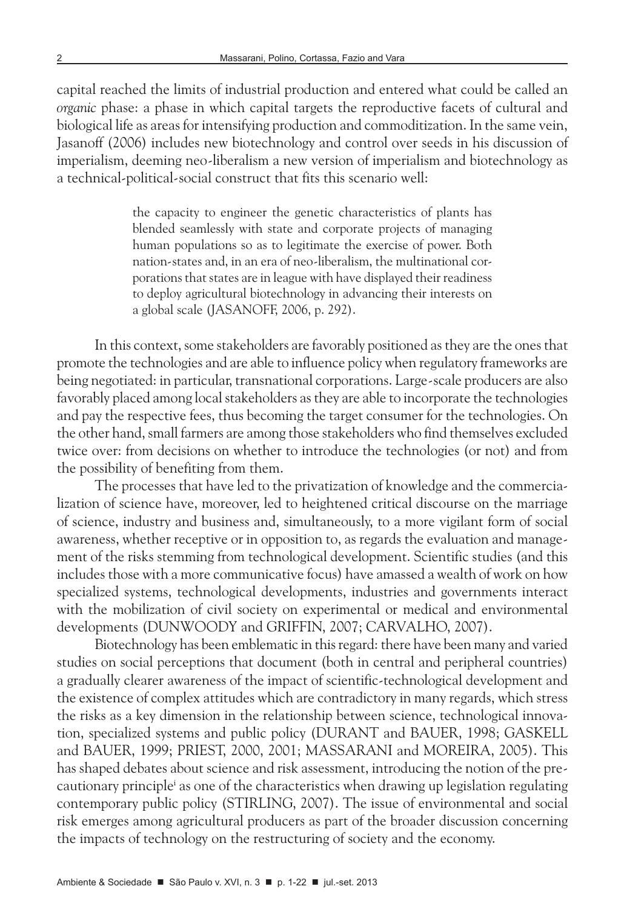capital reached the limits of industrial production and entered what could be called an *organic* phase: a phase in which capital targets the reproductive facets of cultural and biological life as areas for intensifying production and commoditization. In the same vein, Jasanoff (2006) includes new biotechnology and control over seeds in his discussion of imperialism, deeming neo-liberalism a new version of imperialism and biotechnology as a technical-political-social construct that fits this scenario well:

> the capacity to engineer the genetic characteristics of plants has blended seamlessly with state and corporate projects of managing human populations so as to legitimate the exercise of power. Both nation-states and, in an era of neo-liberalism, the multinational corporations that states are in league with have displayed their readiness to deploy agricultural biotechnology in advancing their interests on a global scale (JASANOFF, 2006, p. 292).

In this context, some stakeholders are favorably positioned as they are the ones that promote the technologies and are able to influence policy when regulatory frameworks are being negotiated: in particular, transnational corporations. Large-scale producers are also favorably placed among local stakeholders as they are able to incorporate the technologies and pay the respective fees, thus becoming the target consumer for the technologies. On the other hand, small farmers are among those stakeholders who find themselves excluded twice over: from decisions on whether to introduce the technologies (or not) and from the possibility of benefiting from them.

The processes that have led to the privatization of knowledge and the commercialization of science have, moreover, led to heightened critical discourse on the marriage of science, industry and business and, simultaneously, to a more vigilant form of social awareness, whether receptive or in opposition to, as regards the evaluation and management of the risks stemming from technological development. Scientific studies (and this includes those with a more communicative focus) have amassed a wealth of work on how specialized systems, technological developments, industries and governments interact with the mobilization of civil society on experimental or medical and environmental developments (DUNWOODY and GRIFFIN, 2007; CARVALHO, 2007).

Biotechnology has been emblematic in this regard: there have been many and varied studies on social perceptions that document (both in central and peripheral countries) a gradually clearer awareness of the impact of scientific-technological development and the existence of complex attitudes which are contradictory in many regards, which stress the risks as a key dimension in the relationship between science, technological innovation, specialized systems and public policy (DURANT and BAUER, 1998; GASKELL and BAUER, 1999; PRIEST, 2000, 2001; MASSARANI and MOREIRA, 2005). This has shaped debates about science and risk assessment, introducing the notion of the precautionary principle[i] as one of the characteristics when drawing up legislation regulating contemporary public policy (STIRLING, 2007). The issue of environmental and social risk emerges among agricultural producers as part of the broader discussion concerning the impacts of technology on the restructuring of society and the economy.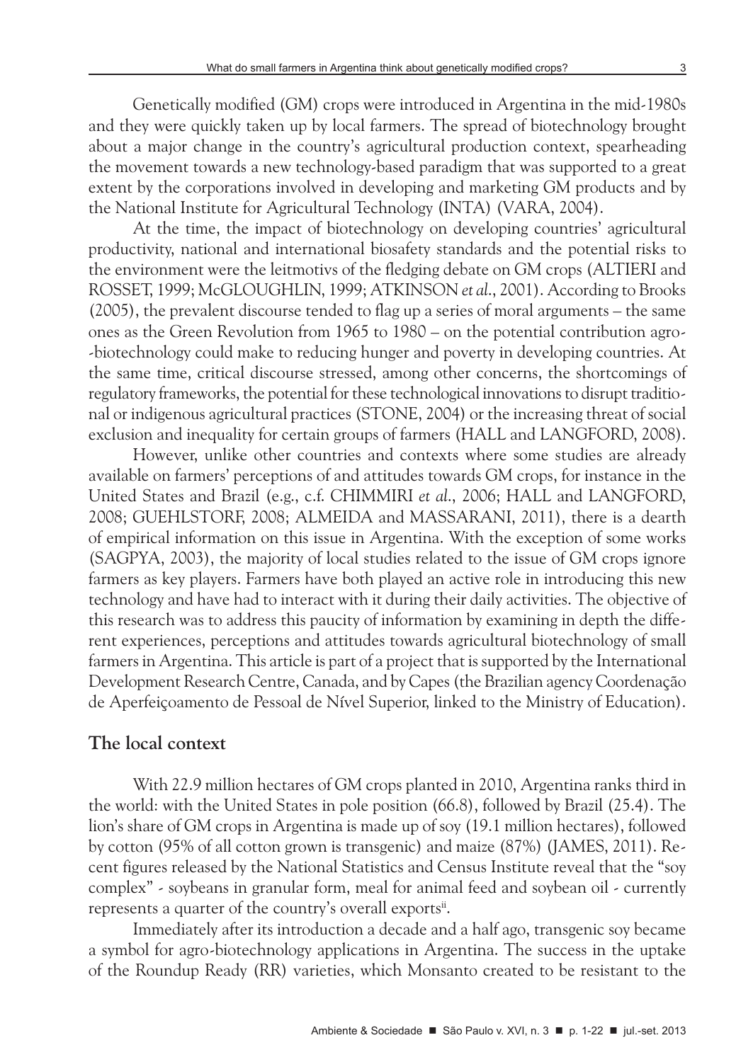Genetically modified (GM) crops were introduced in Argentina in the mid-1980s and they were quickly taken up by local farmers. The spread of biotechnology brought about a major change in the country's agricultural production context, spearheading the movement towards a new technology-based paradigm that was supported to a great extent by the corporations involved in developing and marketing GM products and by the National Institute for Agricultural Technology (INTA) (VARA, 2004).

At the time, the impact of biotechnology on developing countries' agricultural productivity, national and international biosafety standards and the potential risks to the environment were the leitmotivs of the fledging debate on GM crops (ALTIERI and ROSSET, 1999; McGLOUGHLIN, 1999; ATKINSON *et al*., 2001). According to Brooks (2005), the prevalent discourse tended to flag up a series of moral arguments – the same ones as the Green Revolution from 1965 to 1980 – on the potential contribution agro--biotechnology could make to reducing hunger and poverty in developing countries. At the same time, critical discourse stressed, among other concerns, the shortcomings of regulatory frameworks, the potential for these technological innovations to disrupt traditional or indigenous agricultural practices (STONE, 2004) or the increasing threat of social exclusion and inequality for certain groups of farmers (HALL and LANGFORD, 2008).

However, unlike other countries and contexts where some studies are already available on farmers' perceptions of and attitudes towards GM crops, for instance in the United States and Brazil (e.g., c.f. CHIMMIRI *et al*., 2006; HALL and LANGFORD, 2008; GUEHLSTORF, 2008; ALMEIDA and MASSARANI, 2011), there is a dearth of empirical information on this issue in Argentina. With the exception of some works (SAGPYA, 2003), the majority of local studies related to the issue of GM crops ignore farmers as key players. Farmers have both played an active role in introducing this new technology and have had to interact with it during their daily activities. The objective of this research was to address this paucity of information by examining in depth the different experiences, perceptions and attitudes towards agricultural biotechnology of small farmers in Argentina. This article is part of a project that is supported by the International Development Research Centre, Canada, and by Capes (the Brazilian agency Coordenação de Aperfeiçoamento de Pessoal de Nível Superior, linked to the Ministry of Education).

## The local context

With 22.9 million hectares of GM crops planted in 2010, Argentina ranks third in the world: with the United States in pole position (66.8), followed by Brazil (25.4). The lion's share of GM crops in Argentina is made up of soy (19.1 million hectares), followed by cotton (95% of all cotton grown is transgenic) and maize (87%) (JAMES, 2011). Recent figures released by the National Statistics and Census Institute reveal that the "soy complex" - soybeans in granular form, meal for animal feed and soybean oil - currently represents a quarter of the country's overall exports[ii].

Immediately after its introduction a decade and a half ago, transgenic soy became a symbol for agro-biotechnology applications in Argentina. The success in the uptake of the Roundup Ready (RR) varieties, which Monsanto created to be resistant to the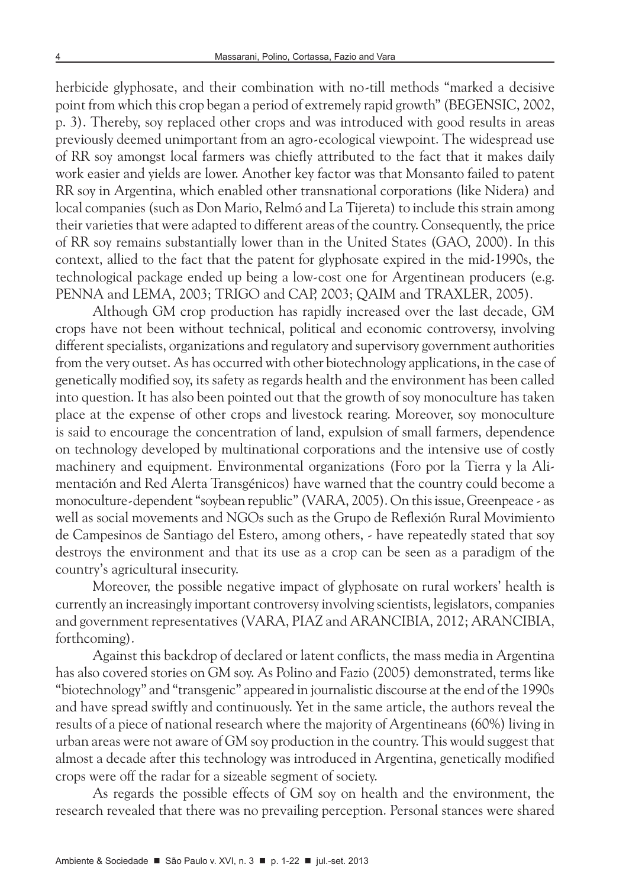herbicide glyphosate, and their combination with no-till methods "marked a decisive point from which this crop began a period of extremely rapid growth" (BEGENSIC, 2002, p. 3). Thereby, soy replaced other crops and was introduced with good results in areas previously deemed unimportant from an agro-ecological viewpoint. The widespread use of RR soy amongst local farmers was chiefly attributed to the fact that it makes daily work easier and yields are lower. Another key factor was that Monsanto failed to patent RR soy in Argentina, which enabled other transnational corporations (like Nidera) and local companies (such as Don Mario, Relmó and La Tijereta) to include this strain among their varieties that were adapted to different areas of the country. Consequently, the price of RR soy remains substantially lower than in the United States (GAO, 2000). In this context, allied to the fact that the patent for glyphosate expired in the mid-1990s, the technological package ended up being a low-cost one for Argentinean producers (e.g. PENNA and LEMA, 2003; TRIGO and CAP, 2003; QAIM and TRAXLER, 2005).

Although GM crop production has rapidly increased over the last decade, GM crops have not been without technical, political and economic controversy, involving different specialists, organizations and regulatory and supervisory government authorities from the very outset. As has occurred with other biotechnology applications, in the case of genetically modified soy, its safety as regards health and the environment has been called into question. It has also been pointed out that the growth of soy monoculture has taken place at the expense of other crops and livestock rearing. Moreover, soy monoculture is said to encourage the concentration of land, expulsion of small farmers, dependence on technology developed by multinational corporations and the intensive use of costly machinery and equipment. Environmental organizations (Foro por la Tierra y la Alimentación and Red Alerta Transgénicos) have warned that the country could become a monoculture-dependent "soybean republic" (VARA, 2005). On this issue, Greenpeace - as well as social movements and NGOs such as the Grupo de Reflexión Rural Movimiento de Campesinos de Santiago del Estero, among others, - have repeatedly stated that soy destroys the environment and that its use as a crop can be seen as a paradigm of the country's agricultural insecurity.

Moreover, the possible negative impact of glyphosate on rural workers' health is currently an increasingly important controversy involving scientists, legislators, companies and government representatives (VARA, PIAZ and ARANCIBIA, 2012; ARANCIBIA, forthcoming).

Against this backdrop of declared or latent conflicts, the mass media in Argentina has also covered stories on GM soy. As Polino and Fazio (2005) demonstrated, terms like "biotechnology" and "transgenic" appeared in journalistic discourse at the end of the 1990s and have spread swiftly and continuously. Yet in the same article, the authors reveal the results of a piece of national research where the majority of Argentineans (60%) living in urban areas were not aware of GM soy production in the country. This would suggest that almost a decade after this technology was introduced in Argentina, genetically modified crops were off the radar for a sizeable segment of society.

As regards the possible effects of GM soy on health and the environment, the research revealed that there was no prevailing perception. Personal stances were shared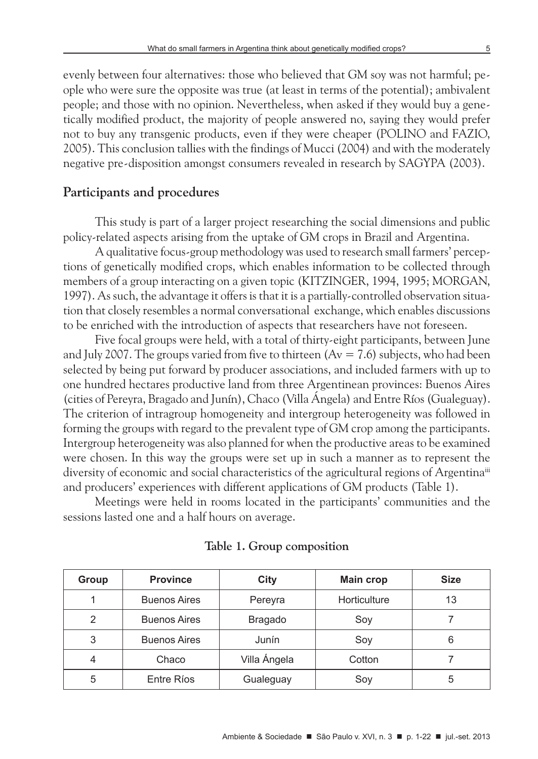evenly between four alternatives: those who believed that GM soy was not harmful; people who were sure the opposite was true (at least in terms of the potential); ambivalent people; and those with no opinion. Nevertheless, when asked if they would buy a genetically modified product, the majority of people answered no, saying they would prefer not to buy any transgenic products, even if they were cheaper (POLINO and FAZIO, 2005). This conclusion tallies with the findings of Mucci (2004) and with the moderately negative pre-disposition amongst consumers revealed in research by SAGYPA (2003).

## Participants and procedures

This study is part of a larger project researching the social dimensions and public policy-related aspects arising from the uptake of GM crops in Brazil and Argentina.

A qualitative focus-group methodology was used to research small farmers' perceptions of genetically modified crops, which enables information to be collected through members of a group interacting on a given topic (KITZINGER, 1994, 1995; MORGAN, 1997). As such, the advantage it offers is that it is a partially-controlled observation situation that closely resembles a normal conversational exchange, which enables discussions to be enriched with the introduction of aspects that researchers have not foreseen.

Five focal groups were held, with a total of thirty-eight participants, between June and July 2007. The groups varied from five to thirteen (Av = 7.6) subjects, who had been selected by being put forward by producer associations, and included farmers with up to one hundred hectares productive land from three Argentinean provinces: Buenos Aires (cities of Pereyra, Bragado and Junín), Chaco (Villa Ángela) and Entre Ríos (Gualeguay). The criterion of intragroup homogeneity and intergroup heterogeneity was followed in forming the groups with regard to the prevalent type of GM crop among the participants. Intergroup heterogeneity was also planned for when the productive areas to be examined were chosen. In this way the groups were set up in such a manner as to represent the diversity of economic and social characteristics of the agricultural regions of Argentina[iii] and producers' experiences with different applications of GM products (Table 1).

Meetings were held in rooms located in the participants' communities and the sessions lasted one and a half hours on average.

**Table 1. Group composition**

| Group | Province | City | Main crop | Size |
|---|---|---|---|---|
| 1 | Buenos Aires | Pereyra | Horticulture | 13 |
| 2 | Buenos Aires | Bragado | Soy | 7 |
| 3 | Buenos Aires | Junín | Soy | 6 |
| 4 | Chaco | Villa Ángela | Cotton | 7 |
| 5 | Entre Ríos | Gualeguay | Soy | 5 |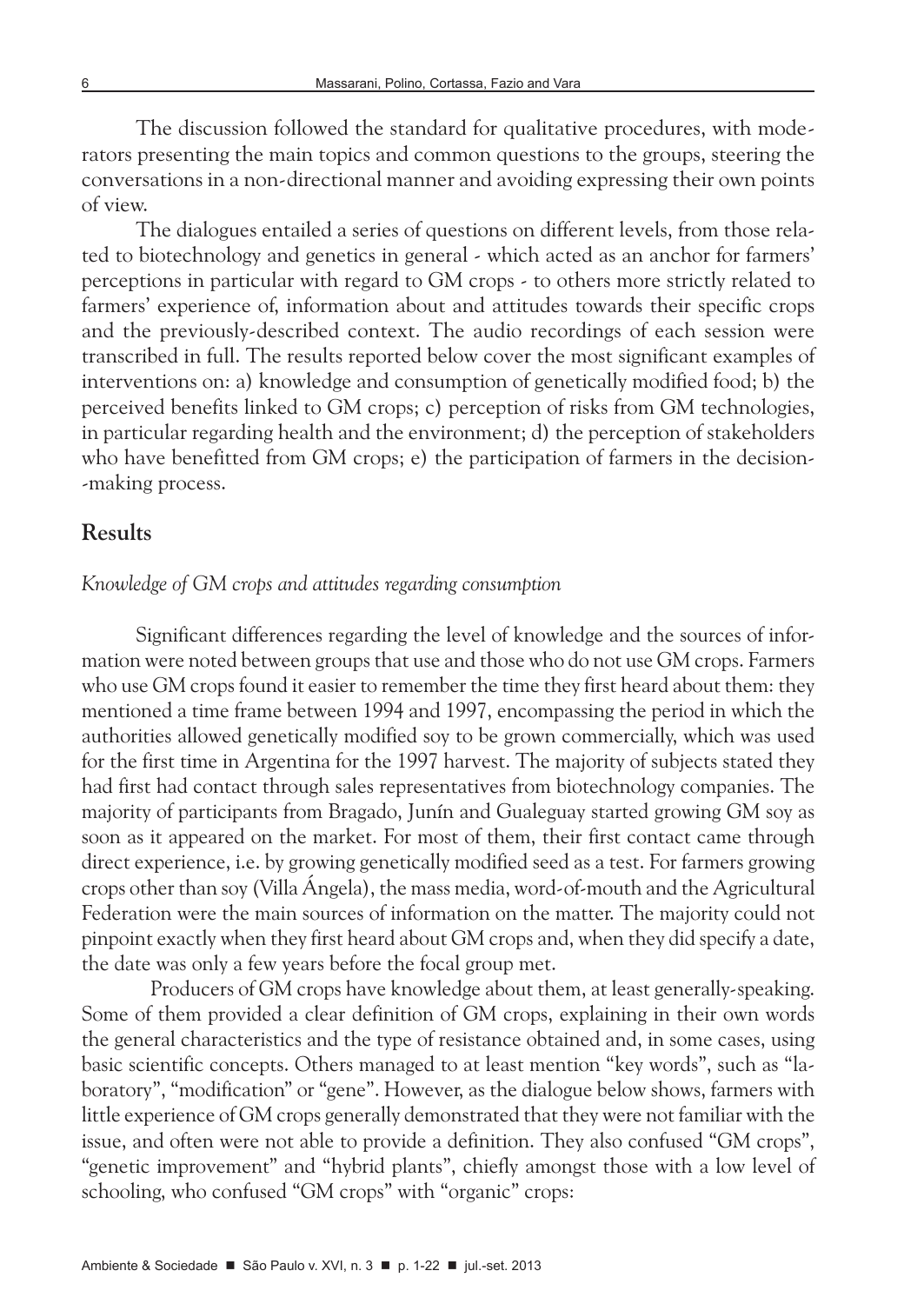The discussion followed the standard for qualitative procedures, with moderators presenting the main topics and common questions to the groups, steering the conversations in a non-directional manner and avoiding expressing their own points of view.

The dialogues entailed a series of questions on different levels, from those related to biotechnology and genetics in general - which acted as an anchor for farmers' perceptions in particular with regard to GM crops - to others more strictly related to farmers' experience of, information about and attitudes towards their specific crops and the previously-described context. The audio recordings of each session were transcribed in full. The results reported below cover the most significant examples of interventions on: a) knowledge and consumption of genetically modified food; b) the perceived benefits linked to GM crops; c) perception of risks from GM technologies, in particular regarding health and the environment; d) the perception of stakeholders who have benefitted from GM crops; e) the participation of farmers in the decision-making process.

## Results

### *Knowledge of GM crops and attitudes regarding consumption*

Significant differences regarding the level of knowledge and the sources of information were noted between groups that use and those who do not use GM crops. Farmers who use GM crops found it easier to remember the time they first heard about them: they mentioned a time frame between 1994 and 1997, encompassing the period in which the authorities allowed genetically modified soy to be grown commercially, which was used for the first time in Argentina for the 1997 harvest. The majority of subjects stated they had first had contact through sales representatives from biotechnology companies. The majority of participants from Bragado, Junín and Gualeguay started growing GM soy as soon as it appeared on the market. For most of them, their first contact came through direct experience, i.e. by growing genetically modified seed as a test. For farmers growing crops other than soy (Villa Ángela), the mass media, word-of-mouth and the Agricultural Federation were the main sources of information on the matter. The majority could not pinpoint exactly when they first heard about GM crops and, when they did specify a date, the date was only a few years before the focal group met.

Producers of GM crops have knowledge about them, at least generally-speaking. Some of them provided a clear definition of GM crops, explaining in their own words the general characteristics and the type of resistance obtained and, in some cases, using basic scientific concepts. Others managed to at least mention "key words", such as "laboratory", "modification" or "gene". However, as the dialogue below shows, farmers with little experience of GM crops generally demonstrated that they were not familiar with the issue, and often were not able to provide a definition. They also confused "GM crops", "genetic improvement" and "hybrid plants", chiefly amongst those with a low level of schooling, who confused "GM crops" with "organic" crops: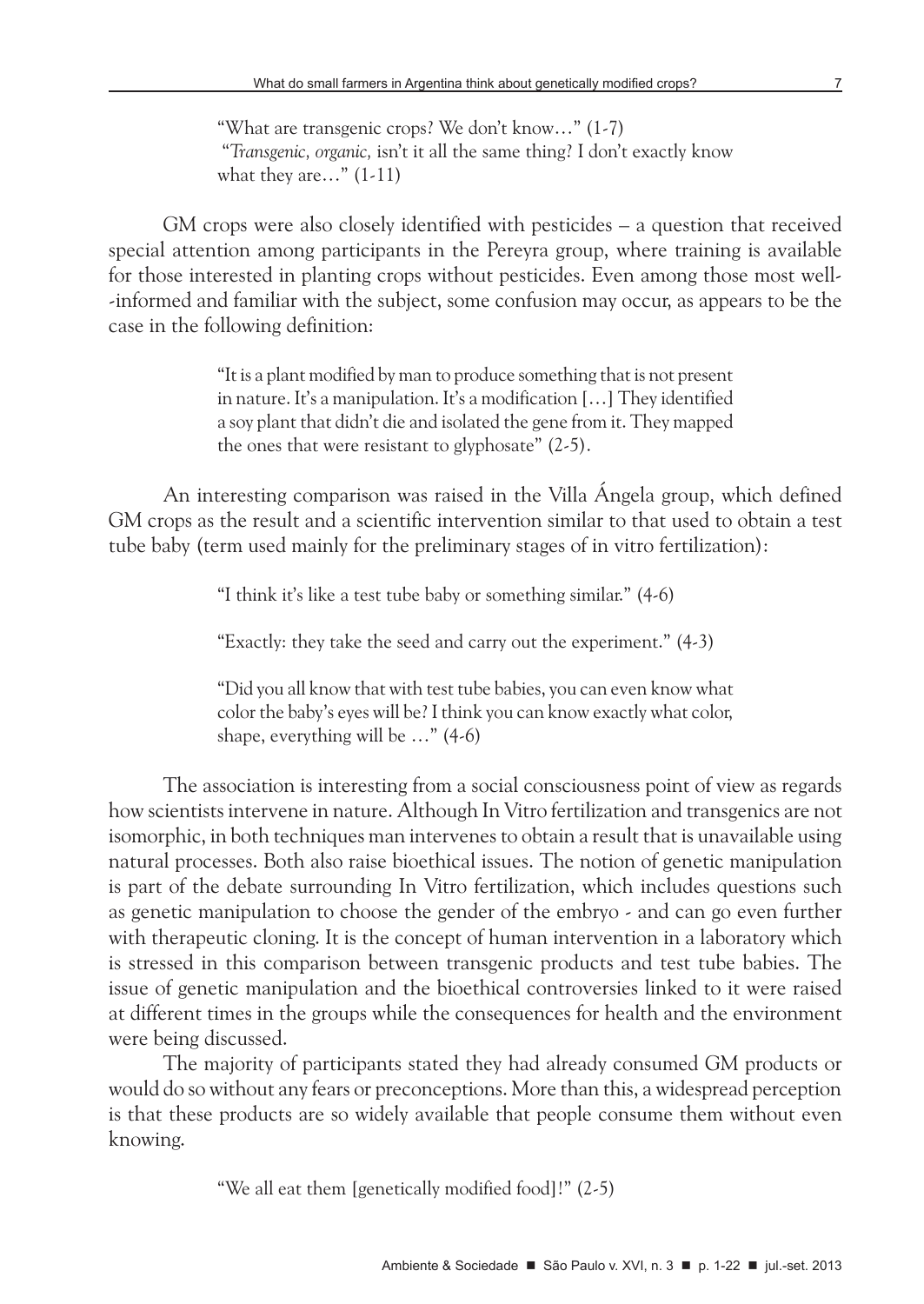> "What are transgenic crops? We don't know…" (1-7)
>
> "*Transgenic, organic,* isn't it all the same thing? I don't exactly know what they are…" (1-11)

GM crops were also closely identified with pesticides – a question that received special attention among participants in the Pereyra group, where training is available for those interested in planting crops without pesticides. Even among those most well-informed and familiar with the subject, some confusion may occur, as appears to be the case in the following definition:

> "It is a plant modified by man to produce something that is not present in nature. It's a manipulation. It's a modification […] They identified a soy plant that didn't die and isolated the gene from it. They mapped the ones that were resistant to glyphosate" (2-5).

An interesting comparison was raised in the Villa Ángela group, which defined GM crops as the result and a scientific intervention similar to that used to obtain a test tube baby (term used mainly for the preliminary stages of in vitro fertilization):

> "I think it's like a test tube baby or something similar." (4-6)
>
> "Exactly: they take the seed and carry out the experiment." (4-3)
>
> "Did you all know that with test tube babies, you can even know what color the baby's eyes will be? I think you can know exactly what color, shape, everything will be …" (4-6)

The association is interesting from a social consciousness point of view as regards how scientists intervene in nature. Although In Vitro fertilization and transgenics are not isomorphic, in both techniques man intervenes to obtain a result that is unavailable using natural processes. Both also raise bioethical issues. The notion of genetic manipulation is part of the debate surrounding In Vitro fertilization, which includes questions such as genetic manipulation to choose the gender of the embryo - and can go even further with therapeutic cloning. It is the concept of human intervention in a laboratory which is stressed in this comparison between transgenic products and test tube babies. The issue of genetic manipulation and the bioethical controversies linked to it were raised at different times in the groups while the consequences for health and the environment were being discussed.

The majority of participants stated they had already consumed GM products or would do so without any fears or preconceptions. More than this, a widespread perception is that these products are so widely available that people consume them without even knowing.

> "We all eat them [genetically modified food]!" (2-5)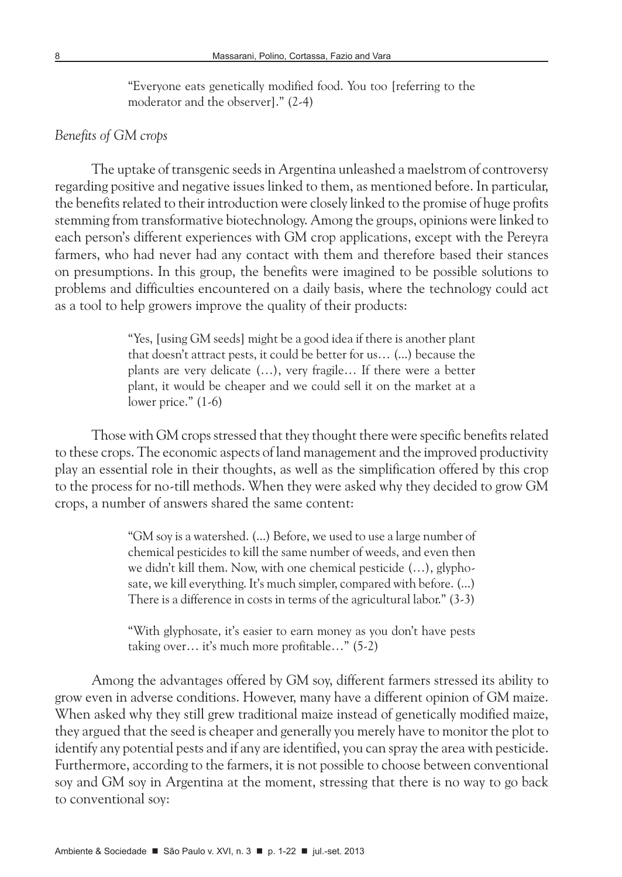> "Everyone eats genetically modified food. You too [referring to the moderator and the observer]." (2-4)

*Benefits of GM crops*

The uptake of transgenic seeds in Argentina unleashed a maelstrom of controversy regarding positive and negative issues linked to them, as mentioned before. In particular, the benefits related to their introduction were closely linked to the promise of huge profits stemming from transformative biotechnology. Among the groups, opinions were linked to each person's different experiences with GM crop applications, except with the Pereyra farmers, who had never had any contact with them and therefore based their stances on presumptions. In this group, the benefits were imagined to be possible solutions to problems and difficulties encountered on a daily basis, where the technology could act as a tool to help growers improve the quality of their products:

> "Yes, [using GM seeds] might be a good idea if there is another plant that doesn't attract pests, it could be better for us… (...) because the plants are very delicate (…), very fragile… If there were a better plant, it would be cheaper and we could sell it on the market at a lower price." (1-6)

Those with GM crops stressed that they thought there were specific benefits related to these crops. The economic aspects of land management and the improved productivity play an essential role in their thoughts, as well as the simplification offered by this crop to the process for no-till methods. When they were asked why they decided to grow GM crops, a number of answers shared the same content:

> "GM soy is a watershed. (...) Before, we used to use a large number of chemical pesticides to kill the same number of weeds, and even then we didn't kill them. Now, with one chemical pesticide (…), glyphosate, we kill everything. It's much simpler, compared with before. (...) There is a difference in costs in terms of the agricultural labor." (3-3)
>
> "With glyphosate, it's easier to earn money as you don't have pests taking over… it's much more profitable…" (5-2)

Among the advantages offered by GM soy, different farmers stressed its ability to grow even in adverse conditions. However, many have a different opinion of GM maize. When asked why they still grew traditional maize instead of genetically modified maize, they argued that the seed is cheaper and generally you merely have to monitor the plot to identify any potential pests and if any are identified, you can spray the area with pesticide. Furthermore, according to the farmers, it is not possible to choose between conventional soy and GM soy in Argentina at the moment, stressing that there is no way to go back to conventional soy: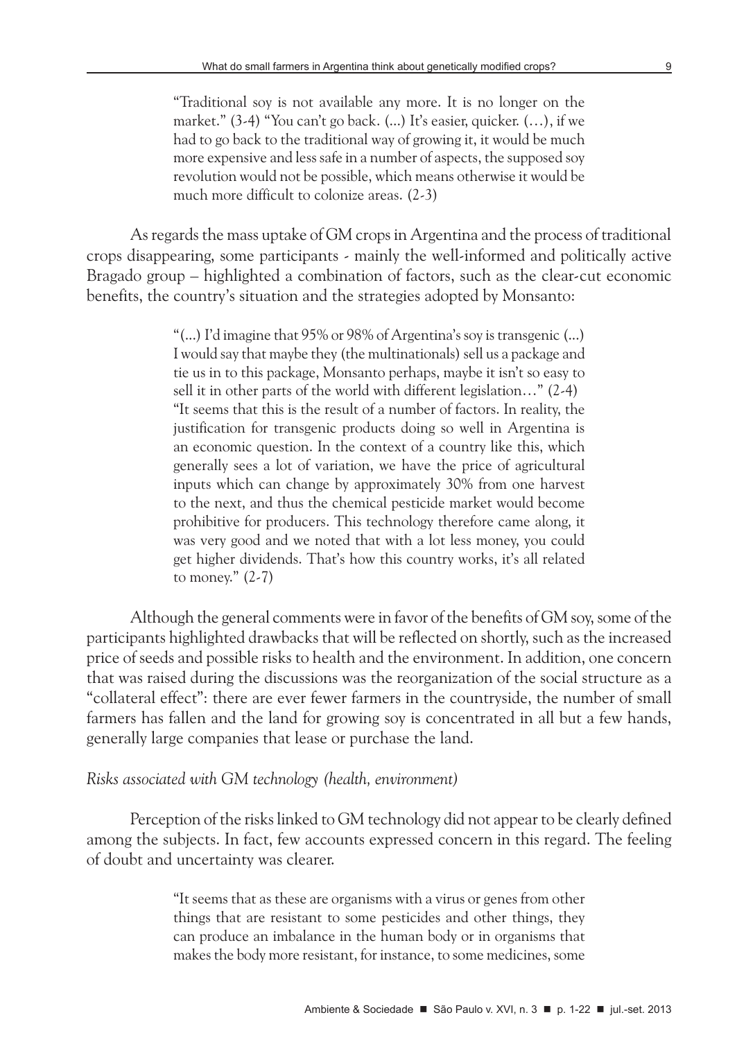> "Traditional soy is not available any more. It is no longer on the market." (3-4) "You can't go back. (...) It's easier, quicker. (…), if we had to go back to the traditional way of growing it, it would be much more expensive and less safe in a number of aspects, the supposed soy revolution would not be possible, which means otherwise it would be much more difficult to colonize areas. (2-3)

As regards the mass uptake of GM crops in Argentina and the process of traditional crops disappearing, some participants - mainly the well-informed and politically active Bragado group – highlighted a combination of factors, such as the clear-cut economic benefits, the country's situation and the strategies adopted by Monsanto:

> "(...) I'd imagine that 95% or 98% of Argentina's soy is transgenic (...) I would say that maybe they (the multinationals) sell us a package and tie us in to this package, Monsanto perhaps, maybe it isn't so easy to sell it in other parts of the world with different legislation…" (2-4) "It seems that this is the result of a number of factors. In reality, the justification for transgenic products doing so well in Argentina is an economic question. In the context of a country like this, which generally sees a lot of variation, we have the price of agricultural inputs which can change by approximately 30% from one harvest to the next, and thus the chemical pesticide market would become prohibitive for producers. This technology therefore came along, it was very good and we noted that with a lot less money, you could get higher dividends. That's how this country works, it's all related to money." (2-7)

Although the general comments were in favor of the benefits of GM soy, some of the participants highlighted drawbacks that will be reflected on shortly, such as the increased price of seeds and possible risks to health and the environment. In addition, one concern that was raised during the discussions was the reorganization of the social structure as a "collateral effect": there are ever fewer farmers in the countryside, the number of small farmers has fallen and the land for growing soy is concentrated in all but a few hands, generally large companies that lease or purchase the land.

*Risks associated with GM technology (health, environment)*

Perception of the risks linked to GM technology did not appear to be clearly defined among the subjects. In fact, few accounts expressed concern in this regard. The feeling of doubt and uncertainty was clearer.

> "It seems that as these are organisms with a virus or genes from other things that are resistant to some pesticides and other things, they can produce an imbalance in the human body or in organisms that makes the body more resistant, for instance, to some medicines, some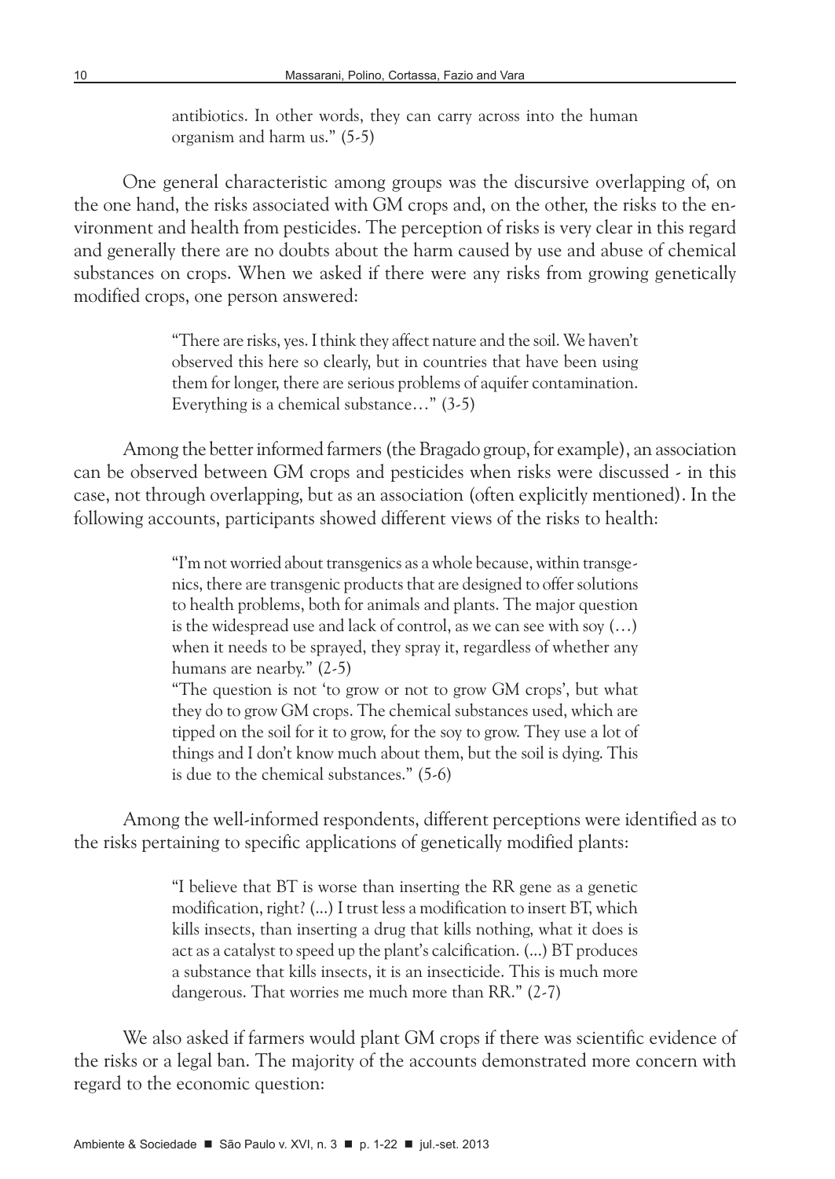antibiotics. In other words, they can carry across into the human organism and harm us." (5-5)

One general characteristic among groups was the discursive overlapping of, on the one hand, the risks associated with GM crops and, on the other, the risks to the environment and health from pesticides. The perception of risks is very clear in this regard and generally there are no doubts about the harm caused by use and abuse of chemical substances on crops. When we asked if there were any risks from growing genetically modified crops, one person answered:

> "There are risks, yes. I think they affect nature and the soil. We haven't observed this here so clearly, but in countries that have been using them for longer, there are serious problems of aquifer contamination. Everything is a chemical substance…" (3-5)

Among the better informed farmers (the Bragado group, for example), an association can be observed between GM crops and pesticides when risks were discussed - in this case, not through overlapping, but as an association (often explicitly mentioned). In the following accounts, participants showed different views of the risks to health:

> "I'm not worried about transgenics as a whole because, within transgenics, there are transgenic products that are designed to offer solutions to health problems, both for animals and plants. The major question is the widespread use and lack of control, as we can see with soy (…) when it needs to be sprayed, they spray it, regardless of whether any humans are nearby." (2-5)
>
> "The question is not 'to grow or not to grow GM crops', but what they do to grow GM crops. The chemical substances used, which are tipped on the soil for it to grow, for the soy to grow. They use a lot of things and I don't know much about them, but the soil is dying. This is due to the chemical substances." (5-6)

Among the well-informed respondents, different perceptions were identified as to the risks pertaining to specific applications of genetically modified plants:

> "I believe that BT is worse than inserting the RR gene as a genetic modification, right? (...) I trust less a modification to insert BT, which kills insects, than inserting a drug that kills nothing, what it does is act as a catalyst to speed up the plant's calcification. (...) BT produces a substance that kills insects, it is an insecticide. This is much more dangerous. That worries me much more than RR." (2-7)

We also asked if farmers would plant GM crops if there was scientific evidence of the risks or a legal ban. The majority of the accounts demonstrated more concern with regard to the economic question: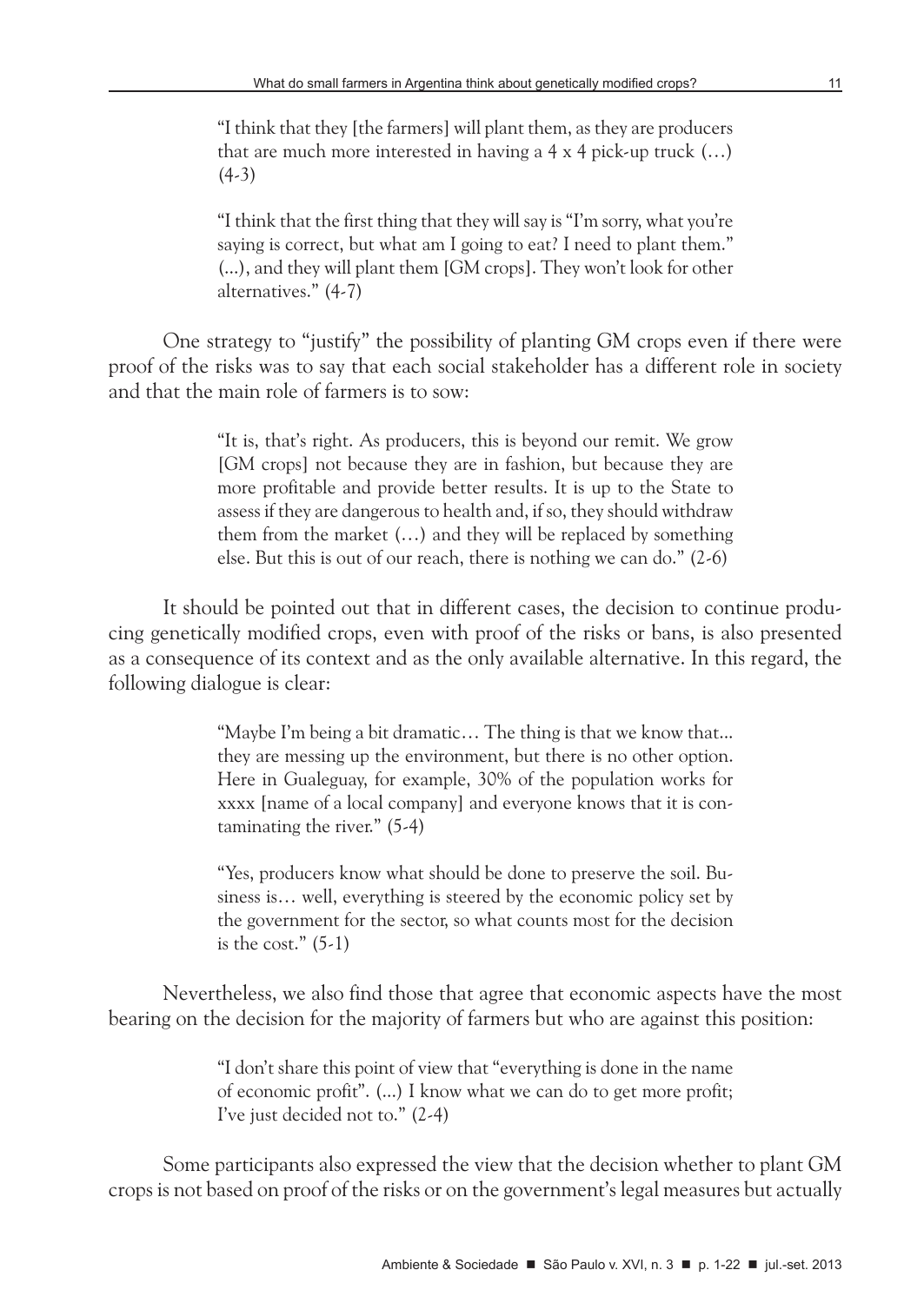> "I think that they [the farmers] will plant them, as they are producers that are much more interested in having a 4 x 4 pick-up truck (…) (4-3)

> "I think that the first thing that they will say is "I'm sorry, what you're saying is correct, but what am I going to eat? I need to plant them." (...), and they will plant them [GM crops]. They won't look for other alternatives." (4-7)

One strategy to "justify" the possibility of planting GM crops even if there were proof of the risks was to say that each social stakeholder has a different role in society and that the main role of farmers is to sow:

> "It is, that's right. As producers, this is beyond our remit. We grow [GM crops] not because they are in fashion, but because they are more profitable and provide better results. It is up to the State to assess if they are dangerous to health and, if so, they should withdraw them from the market (…) and they will be replaced by something else. But this is out of our reach, there is nothing we can do." (2-6)

It should be pointed out that in different cases, the decision to continue producing genetically modified crops, even with proof of the risks or bans, is also presented as a consequence of its context and as the only available alternative. In this regard, the following dialogue is clear:

> "Maybe I'm being a bit dramatic… The thing is that we know that... they are messing up the environment, but there is no other option. Here in Gualeguay, for example, 30% of the population works for xxxx [name of a local company] and everyone knows that it is contaminating the river." (5-4)

> "Yes, producers know what should be done to preserve the soil. Business is… well, everything is steered by the economic policy set by the government for the sector, so what counts most for the decision is the cost." (5-1)

Nevertheless, we also find those that agree that economic aspects have the most bearing on the decision for the majority of farmers but who are against this position:

> "I don't share this point of view that "everything is done in the name of economic profit". (...) I know what we can do to get more profit; I've just decided not to." (2-4)

Some participants also expressed the view that the decision whether to plant GM crops is not based on proof of the risks or on the government's legal measures but actually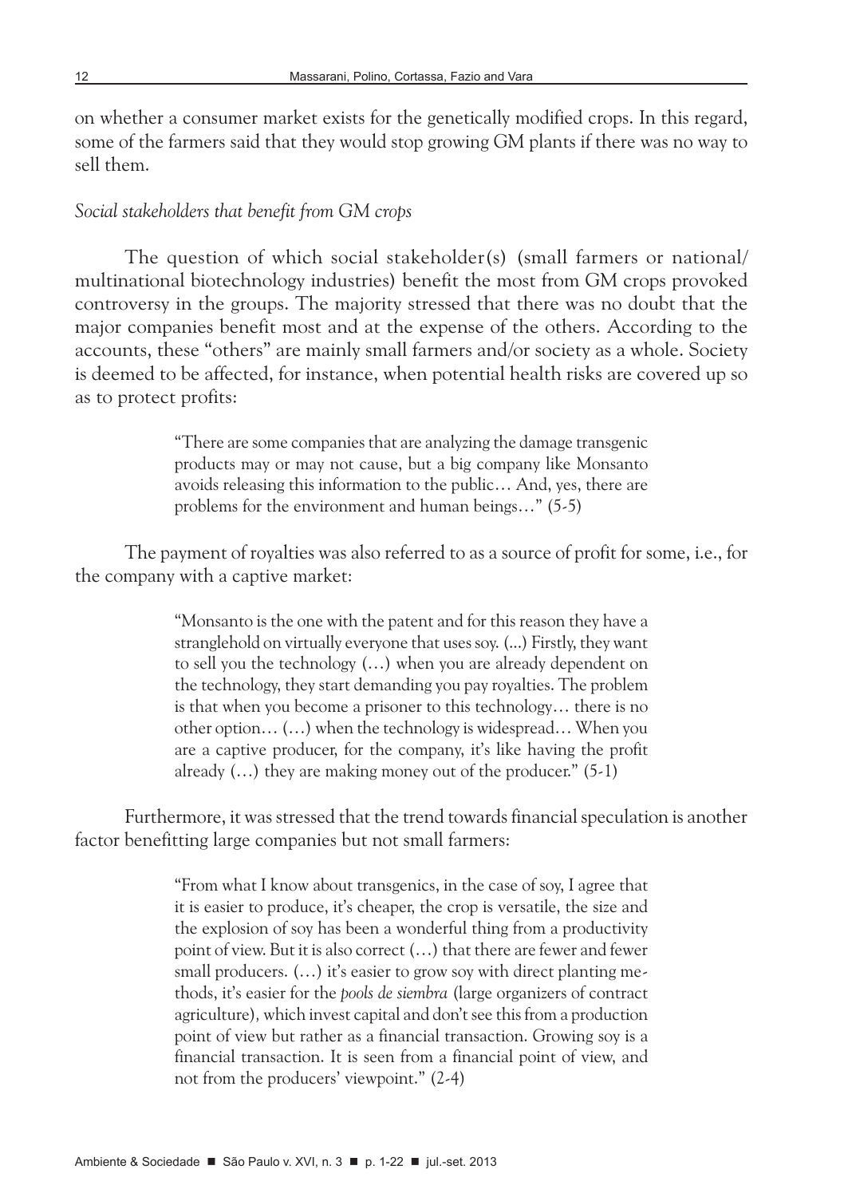on whether a consumer market exists for the genetically modified crops. In this regard, some of the farmers said that they would stop growing GM plants if there was no way to sell them.

*Social stakeholders that benefit from GM crops*

The question of which social stakeholder(s) (small farmers or national/ multinational biotechnology industries) benefit the most from GM crops provoked controversy in the groups. The majority stressed that there was no doubt that the major companies benefit most and at the expense of the others. According to the accounts, these "others" are mainly small farmers and/or society as a whole. Society is deemed to be affected, for instance, when potential health risks are covered up so as to protect profits:

> "There are some companies that are analyzing the damage transgenic products may or may not cause, but a big company like Monsanto avoids releasing this information to the public… And, yes, there are problems for the environment and human beings…" (5-5)

The payment of royalties was also referred to as a source of profit for some, i.e., for the company with a captive market:

> "Monsanto is the one with the patent and for this reason they have a stranglehold on virtually everyone that uses soy. (...) Firstly, they want to sell you the technology (…) when you are already dependent on the technology, they start demanding you pay royalties. The problem is that when you become a prisoner to this technology… there is no other option… (…) when the technology is widespread… When you are a captive producer, for the company, it's like having the profit already (…) they are making money out of the producer." (5-1)

Furthermore, it was stressed that the trend towards financial speculation is another factor benefitting large companies but not small farmers:

> "From what I know about transgenics, in the case of soy, I agree that it is easier to produce, it's cheaper, the crop is versatile, the size and the explosion of soy has been a wonderful thing from a productivity point of view. But it is also correct (…) that there are fewer and fewer small producers. (…) it's easier to grow soy with direct planting methods, it's easier for the *pools de siembra* (large organizers of contract agriculture), which invest capital and don't see this from a production point of view but rather as a financial transaction. Growing soy is a financial transaction. It is seen from a financial point of view, and not from the producers' viewpoint." (2-4)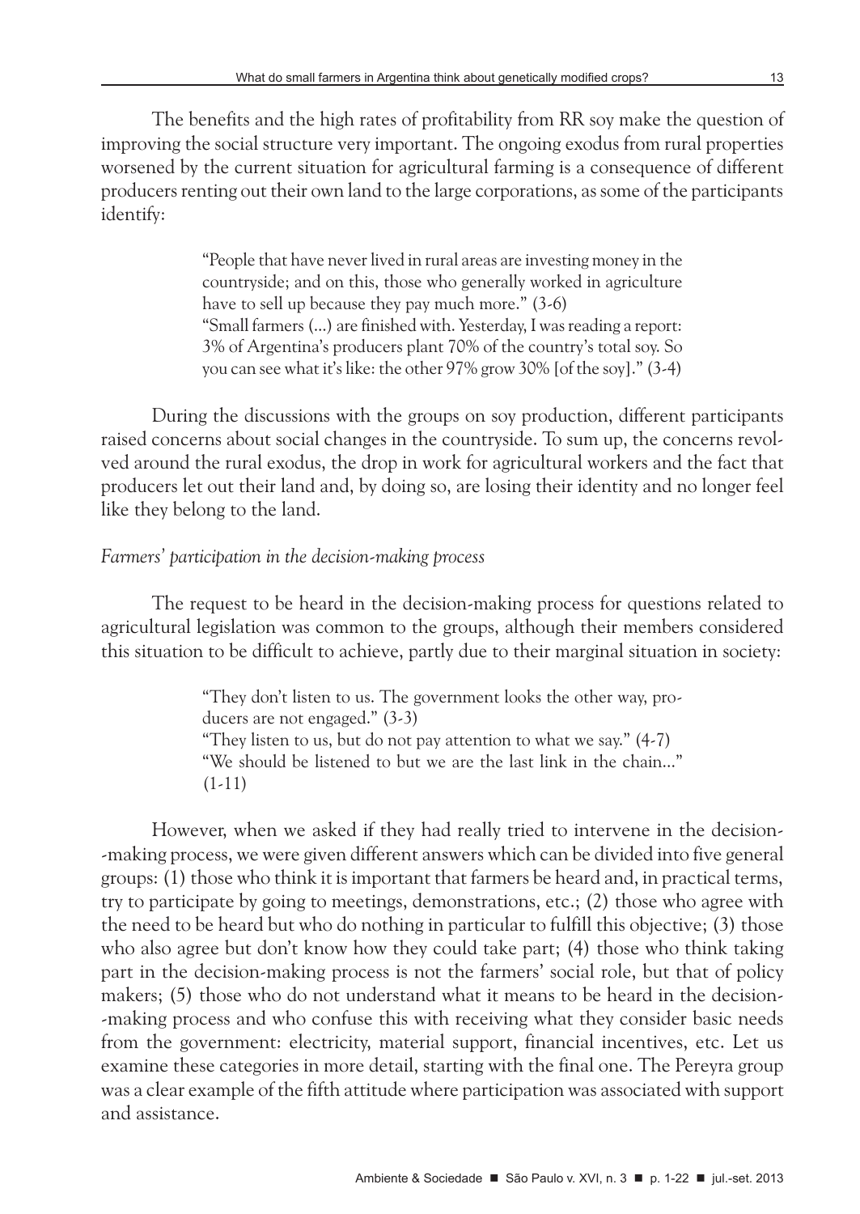The benefits and the high rates of profitability from RR soy make the question of improving the social structure very important. The ongoing exodus from rural properties worsened by the current situation for agricultural farming is a consequence of different producers renting out their own land to the large corporations, as some of the participants identify:

> "People that have never lived in rural areas are investing money in the countryside; and on this, those who generally worked in agriculture have to sell up because they pay much more." (3-6)
> "Small farmers (...) are finished with. Yesterday, I was reading a report: 3% of Argentina's producers plant 70% of the country's total soy. So you can see what it's like: the other 97% grow 30% [of the soy]." (3-4)

During the discussions with the groups on soy production, different participants raised concerns about social changes in the countryside. To sum up, the concerns revolved around the rural exodus, the drop in work for agricultural workers and the fact that producers let out their land and, by doing so, are losing their identity and no longer feel like they belong to the land.

*Farmers' participation in the decision-making process*

The request to be heard in the decision-making process for questions related to agricultural legislation was common to the groups, although their members considered this situation to be difficult to achieve, partly due to their marginal situation in society:

> "They don't listen to us. The government looks the other way, producers are not engaged." (3-3)
> "They listen to us, but do not pay attention to what we say." (4-7)
> "We should be listened to but we are the last link in the chain..." (1-11)

However, when we asked if they had really tried to intervene in the decision-making process, we were given different answers which can be divided into five general groups: (1) those who think it is important that farmers be heard and, in practical terms, try to participate by going to meetings, demonstrations, etc.; (2) those who agree with the need to be heard but who do nothing in particular to fulfill this objective; (3) those who also agree but don't know how they could take part; (4) those who think taking part in the decision-making process is not the farmers' social role, but that of policy makers; (5) those who do not understand what it means to be heard in the decision-making process and who confuse this with receiving what they consider basic needs from the government: electricity, material support, financial incentives, etc. Let us examine these categories in more detail, starting with the final one. The Pereyra group was a clear example of the fifth attitude where participation was associated with support and assistance.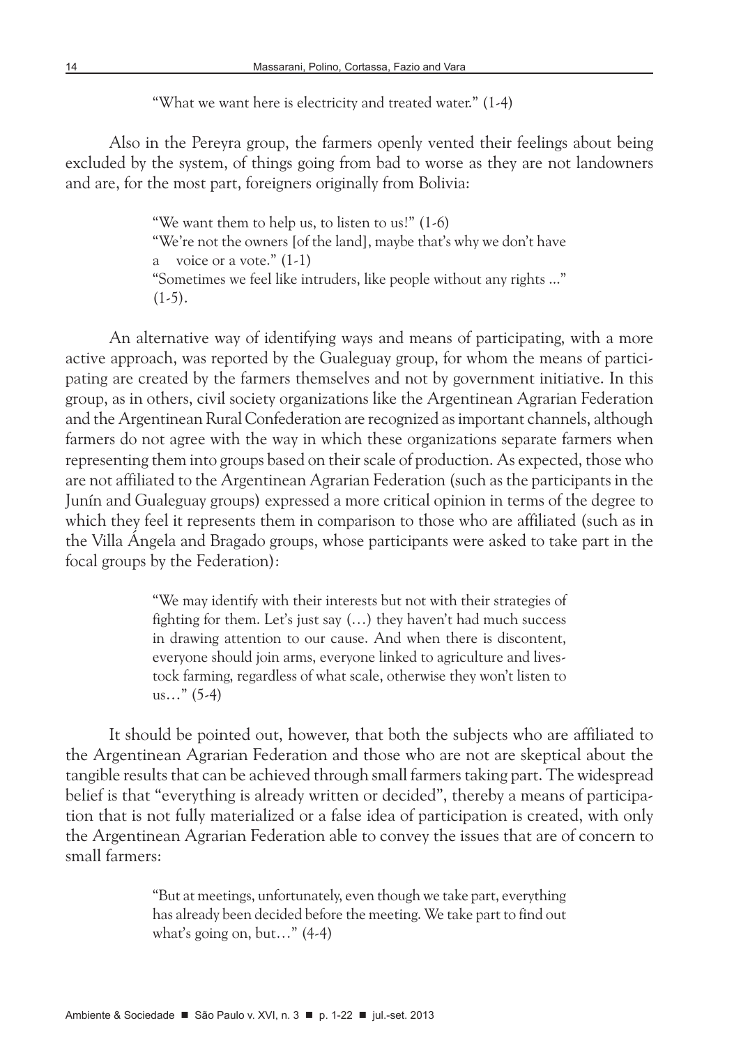"What we want here is electricity and treated water." (1-4)

Also in the Pereyra group, the farmers openly vented their feelings about being excluded by the system, of things going from bad to worse as they are not landowners and are, for the most part, foreigners originally from Bolivia:

> "We want them to help us, to listen to us!" (1-6)
> "We're not the owners [of the land], maybe that's why we don't have a voice or a vote." (1-1)
> "Sometimes we feel like intruders, like people without any rights ..." (1-5).

An alternative way of identifying ways and means of participating, with a more active approach, was reported by the Gualeguay group, for whom the means of participating are created by the farmers themselves and not by government initiative. In this group, as in others, civil society organizations like the Argentinean Agrarian Federation and the Argentinean Rural Confederation are recognized as important channels, although farmers do not agree with the way in which these organizations separate farmers when representing them into groups based on their scale of production. As expected, those who are not affiliated to the Argentinean Agrarian Federation (such as the participants in the Junín and Gualeguay groups) expressed a more critical opinion in terms of the degree to which they feel it represents them in comparison to those who are affiliated (such as in the Villa Ángela and Bragado groups, whose participants were asked to take part in the focal groups by the Federation):

> "We may identify with their interests but not with their strategies of fighting for them. Let's just say (…) they haven't had much success in drawing attention to our cause. And when there is discontent, everyone should join arms, everyone linked to agriculture and livestock farming, regardless of what scale, otherwise they won't listen to us…" (5-4)

It should be pointed out, however, that both the subjects who are affiliated to the Argentinean Agrarian Federation and those who are not are skeptical about the tangible results that can be achieved through small farmers taking part. The widespread belief is that "everything is already written or decided", thereby a means of participation that is not fully materialized or a false idea of participation is created, with only the Argentinean Agrarian Federation able to convey the issues that are of concern to small farmers:

> "But at meetings, unfortunately, even though we take part, everything has already been decided before the meeting. We take part to find out what's going on, but…" (4-4)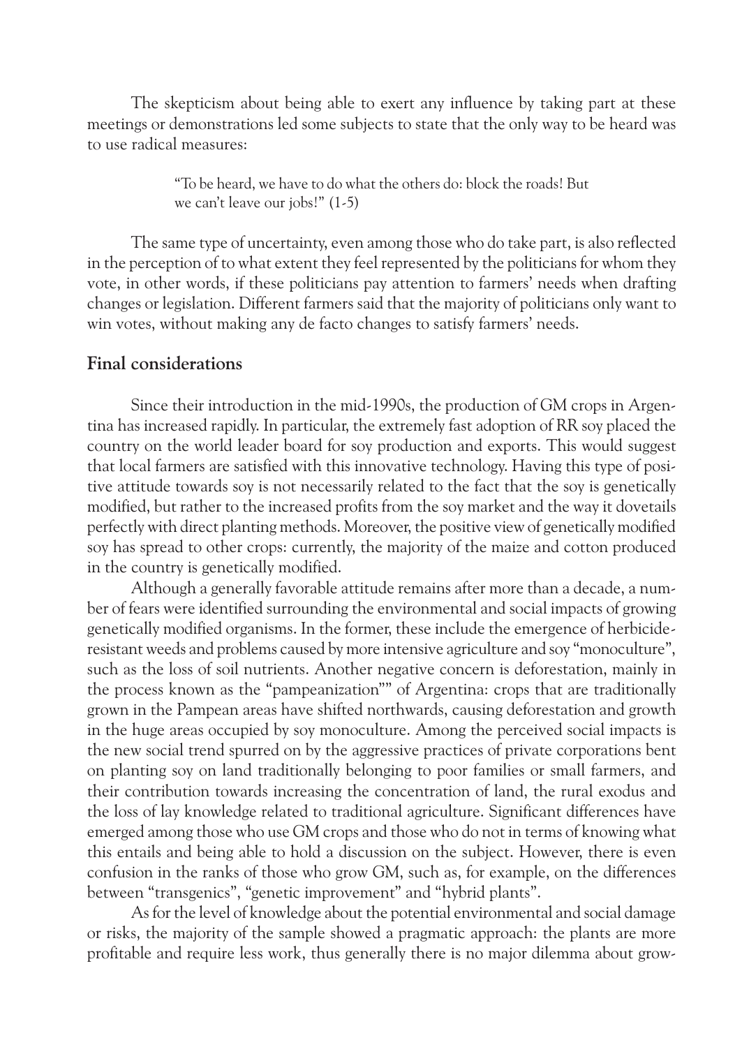The skepticism about being able to exert any influence by taking part at these meetings or demonstrations led some subjects to state that the only way to be heard was to use radical measures:

> "To be heard, we have to do what the others do: block the roads! But we can't leave our jobs!" (1-5)

The same type of uncertainty, even among those who do take part, is also reflected in the perception of to what extent they feel represented by the politicians for whom they vote, in other words, if these politicians pay attention to farmers' needs when drafting changes or legislation. Different farmers said that the majority of politicians only want to win votes, without making any de facto changes to satisfy farmers' needs.

## Final considerations

Since their introduction in the mid-1990s, the production of GM crops in Argentina has increased rapidly. In particular, the extremely fast adoption of RR soy placed the country on the world leader board for soy production and exports. This would suggest that local farmers are satisfied with this innovative technology. Having this type of positive attitude towards soy is not necessarily related to the fact that the soy is genetically modified, but rather to the increased profits from the soy market and the way it dovetails perfectly with direct planting methods. Moreover, the positive view of genetically modified soy has spread to other crops: currently, the majority of the maize and cotton produced in the country is genetically modified.

Although a generally favorable attitude remains after more than a decade, a number of fears were identified surrounding the environmental and social impacts of growing genetically modified organisms. In the former, these include the emergence of herbicide-resistant weeds and problems caused by more intensive agriculture and soy "monoculture", such as the loss of soil nutrients. Another negative concern is deforestation, mainly in the process known as the "pampeanization"" of Argentina: crops that are traditionally grown in the Pampean areas have shifted northwards, causing deforestation and growth in the huge areas occupied by soy monoculture. Among the perceived social impacts is the new social trend spurred on by the aggressive practices of private corporations bent on planting soy on land traditionally belonging to poor families or small farmers, and their contribution towards increasing the concentration of land, the rural exodus and the loss of lay knowledge related to traditional agriculture. Significant differences have emerged among those who use GM crops and those who do not in terms of knowing what this entails and being able to hold a discussion on the subject. However, there is even confusion in the ranks of those who grow GM, such as, for example, on the differences between "transgenics", "genetic improvement" and "hybrid plants".

As for the level of knowledge about the potential environmental and social damage or risks, the majority of the sample showed a pragmatic approach: the plants are more profitable and require less work, thus generally there is no major dilemma about grow-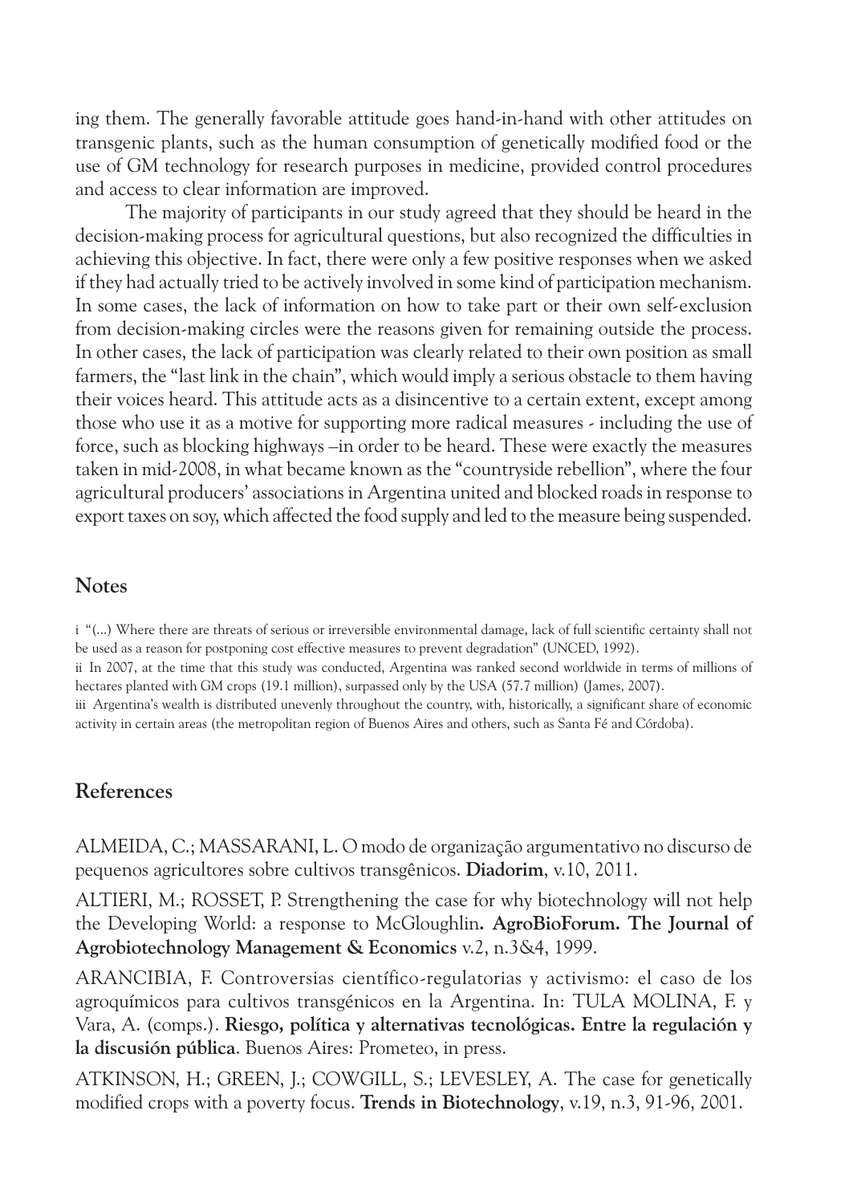ing them. The generally favorable attitude goes hand-in-hand with other attitudes on transgenic plants, such as the human consumption of genetically modified food or the use of GM technology for research purposes in medicine, provided control procedures and access to clear information are improved.

The majority of participants in our study agreed that they should be heard in the decision-making process for agricultural questions, but also recognized the difficulties in achieving this objective. In fact, there were only a few positive responses when we asked if they had actually tried to be actively involved in some kind of participation mechanism. In some cases, the lack of information on how to take part or their own self-exclusion from decision-making circles were the reasons given for remaining outside the process. In other cases, the lack of participation was clearly related to their own position as small farmers, the "last link in the chain", which would imply a serious obstacle to them having their voices heard. This attitude acts as a disincentive to a certain extent, except among those who use it as a motive for supporting more radical measures - including the use of force, such as blocking highways –in order to be heard. These were exactly the measures taken in mid-2008, in what became known as the "countryside rebellion", where the four agricultural producers' associations in Argentina united and blocked roads in response to export taxes on soy, which affected the food supply and led to the measure being suspended.

## Notes

i "(...) Where there are threats of serious or irreversible environmental damage, lack of full scientific certainty shall not be used as a reason for postponing cost effective measures to prevent degradation" (UNCED, 1992).

ii In 2007, at the time that this study was conducted, Argentina was ranked second worldwide in terms of millions of hectares planted with GM crops (19.1 million), surpassed only by the USA (57.7 million) (James, 2007).

iii Argentina's wealth is distributed unevenly throughout the country, with, historically, a significant share of economic activity in certain areas (the metropolitan region of Buenos Aires and others, such as Santa Fé and Córdoba).

## References

ALMEIDA, C.; MASSARANI, L. O modo de organização argumentativo no discurso de pequenos agricultores sobre cultivos transgênicos. **Diadorim**, v.10, 2011.

ALTIERI, M.; ROSSET, P. Strengthening the case for why biotechnology will not help the Developing World: a response to McGloughlin**. AgroBioForum. The Journal of Agrobiotechnology Management & Economics** v.2, n.3&4, 1999.

ARANCIBIA, F. Controversias científico-regulatorias y activismo: el caso de los agroquímicos para cultivos transgénicos en la Argentina. In: TULA MOLINA, F. y Vara, A. (comps.). **Riesgo, política y alternativas tecnológicas. Entre la regulación y la discusión pública**. Buenos Aires: Prometeo, in press.

ATKINSON, H.; GREEN, J.; COWGILL, S.; LEVESLEY, A. The case for genetically modified crops with a poverty focus. **Trends in Biotechnology**, v.19, n.3, 91-96, 2001.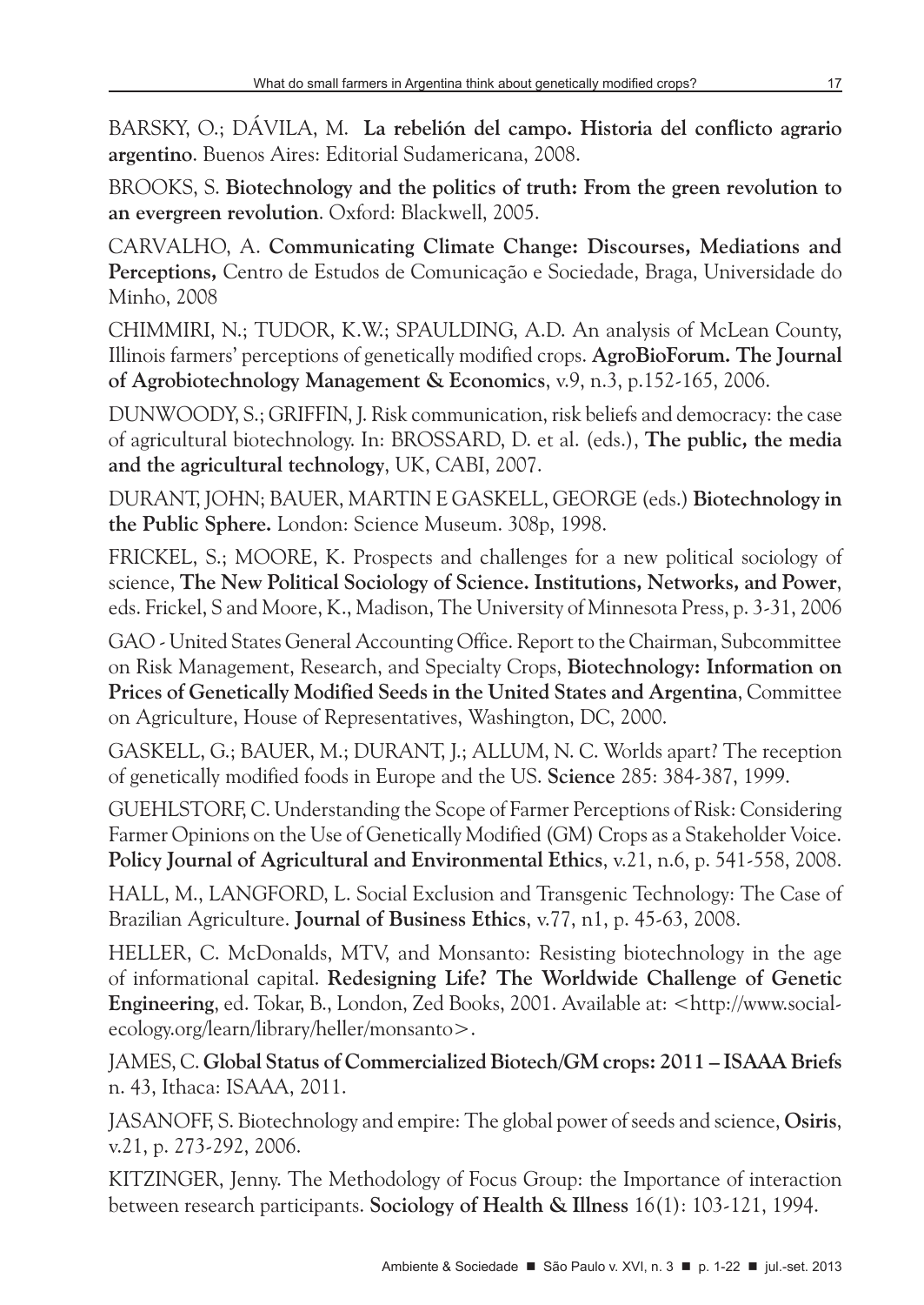BARSKY, O.; DÁVILA, M. **La rebelión del campo. Historia del conflicto agrario argentino**. Buenos Aires: Editorial Sudamericana, 2008.

BROOKS, S. **Biotechnology and the politics of truth: From the green revolution to an evergreen revolution**. Oxford: Blackwell, 2005.

CARVALHO, A. **Communicating Climate Change: Discourses, Mediations and Perceptions,** Centro de Estudos de Comunicação e Sociedade, Braga, Universidade do Minho, 2008

CHIMMIRI, N.; TUDOR, K.W.; SPAULDING, A.D. An analysis of McLean County, Illinois farmers' perceptions of genetically modified crops. **AgroBioForum. The Journal of Agrobiotechnology Management & Economics**, v.9, n.3, p.152-165, 2006.

DUNWOODY, S.; GRIFFIN, J. Risk communication, risk beliefs and democracy: the case of agricultural biotechnology. In: BROSSARD, D. et al. (eds.), **The public, the media and the agricultural technology**, UK, CABI, 2007.

DURANT, JOHN; BAUER, MARTIN E GASKELL, GEORGE (eds.) **Biotechnology in the Public Sphere.** London: Science Museum. 308p, 1998.

FRICKEL, S.; MOORE, K. Prospects and challenges for a new political sociology of science, **The New Political Sociology of Science. Institutions, Networks, and Power**, eds. Frickel, S and Moore, K., Madison, The University of Minnesota Press, p. 3-31, 2006

GAO - United States General Accounting Office. Report to the Chairman, Subcommittee on Risk Management, Research, and Specialty Crops, **Biotechnology: Information on Prices of Genetically Modified Seeds in the United States and Argentina**, Committee on Agriculture, House of Representatives, Washington, DC, 2000.

GASKELL, G.; BAUER, M.; DURANT, J.; ALLUM, N. C. Worlds apart? The reception of genetically modified foods in Europe and the US. **Science** 285: 384-387, 1999.

GUEHLSTORF, C. Understanding the Scope of Farmer Perceptions of Risk: Considering Farmer Opinions on the Use of Genetically Modified (GM) Crops as a Stakeholder Voice. **Policy Journal of Agricultural and Environmental Ethics**, v.21, n.6, p. 541-558, 2008.

HALL, M., LANGFORD, L. Social Exclusion and Transgenic Technology: The Case of Brazilian Agriculture. **Journal of Business Ethics**, v.77, n1, p. 45-63, 2008.

HELLER, C. McDonalds, MTV, and Monsanto: Resisting biotechnology in the age of informational capital. **Redesigning Life? The Worldwide Challenge of Genetic Engineering**, ed. Tokar, B., London, Zed Books, 2001. Available at: <http://www.social-ecology.org/learn/library/heller/monsanto>.

JAMES, C. **Global Status of Commercialized Biotech/GM crops: 2011 – ISAAA Briefs** n. 43, Ithaca: ISAAA, 2011.

JASANOFF, S. Biotechnology and empire: The global power of seeds and science, **Osiris**, v.21, p. 273-292, 2006.

KITZINGER, Jenny. The Methodology of Focus Group: the Importance of interaction between research participants. **Sociology of Health & Illness** 16(1): 103-121, 1994.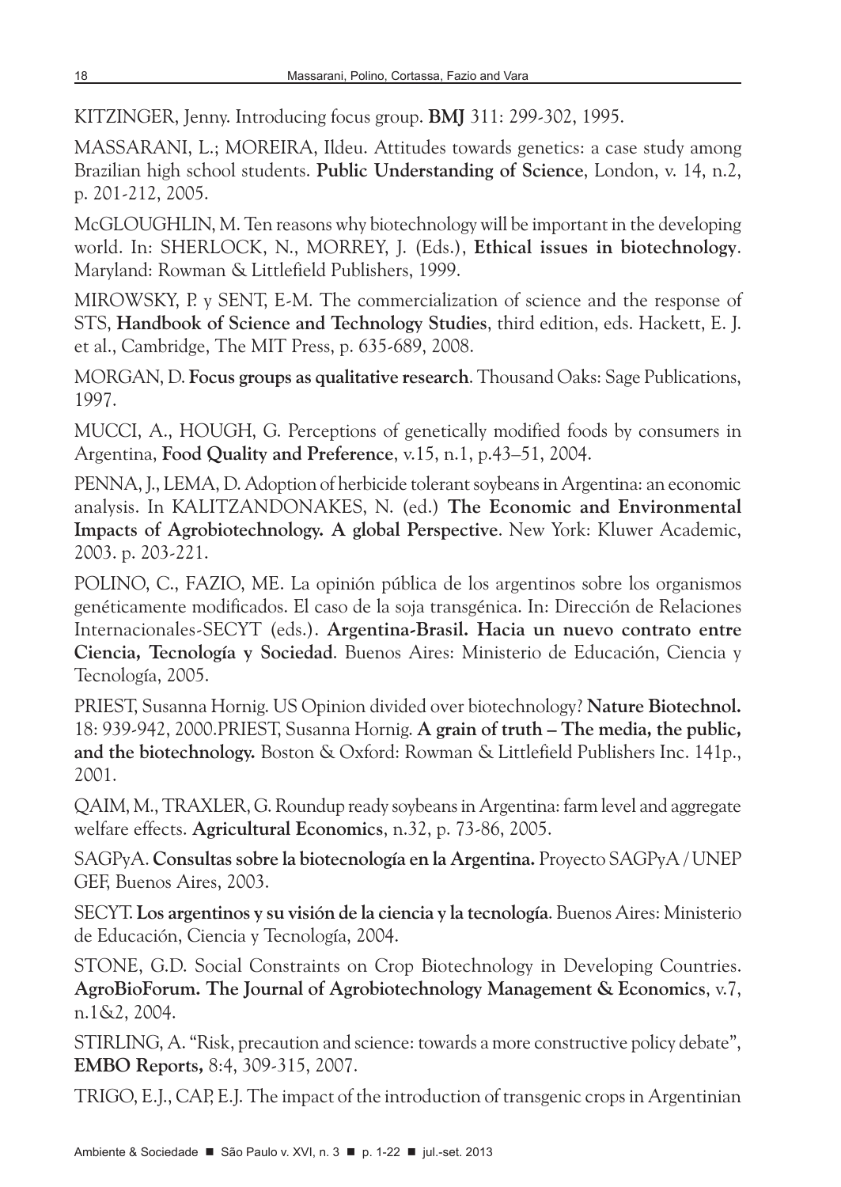KITZINGER, Jenny. Introducing focus group. **BMJ** 311: 299-302, 1995.

MASSARANI, L.; MOREIRA, Ildeu. Attitudes towards genetics: a case study among Brazilian high school students. **Public Understanding of Science**, London, v. 14, n.2, p. 201-212, 2005.

McGLOUGHLIN, M. Ten reasons why biotechnology will be important in the developing world. In: SHERLOCK, N., MORREY, J. (Eds.), **Ethical issues in biotechnology**. Maryland: Rowman & Littlefield Publishers, 1999.

MIROWSKY, P. y SENT, E-M. The commercialization of science and the response of STS, **Handbook of Science and Technology Studies**, third edition, eds. Hackett, E. J. et al., Cambridge, The MIT Press, p. 635-689, 2008.

MORGAN, D. **Focus groups as qualitative research**. Thousand Oaks: Sage Publications, 1997.

MUCCI, A., HOUGH, G. Perceptions of genetically modified foods by consumers in Argentina, **Food Quality and Preference**, v.15, n.1, p.43–51, 2004.

PENNA, J., LEMA, D. Adoption of herbicide tolerant soybeans in Argentina: an economic analysis. In KALITZANDONAKES, N. (ed.) **The Economic and Environmental Impacts of Agrobiotechnology. A global Perspective**. New York: Kluwer Academic, 2003. p. 203-221.

POLINO, C., FAZIO, ME. La opinión pública de los argentinos sobre los organismos genéticamente modificados. El caso de la soja transgénica. In: Dirección de Relaciones Internacionales-SECYT (eds.). **Argentina-Brasil. Hacia un nuevo contrato entre Ciencia, Tecnología y Sociedad**. Buenos Aires: Ministerio de Educación, Ciencia y Tecnología, 2005.

PRIEST, Susanna Hornig. US Opinion divided over biotechnology? **Nature Biotechnol.** 18: 939-942, 2000.PRIEST, Susanna Hornig. **A grain of truth – The media, the public, and the biotechnology.** Boston & Oxford: Rowman & Littlefield Publishers Inc. 141p., 2001.

QAIM, M., TRAXLER, G. Roundup ready soybeans in Argentina: farm level and aggregate welfare effects. **Agricultural Economics**, n.32, p. 73-86, 2005.

SAGPyA. **Consultas sobre la biotecnología en la Argentina.** Proyecto SAGPyA / UNEP GEF, Buenos Aires, 2003.

SECYT. **Los argentinos y su visión de la ciencia y la tecnología**. Buenos Aires: Ministerio de Educación, Ciencia y Tecnología, 2004.

STONE, G.D. Social Constraints on Crop Biotechnology in Developing Countries. **AgroBioForum. The Journal of Agrobiotechnology Management & Economics**, v.7, n.1&2, 2004.

STIRLING, A. "Risk, precaution and science: towards a more constructive policy debate", **EMBO Reports,** 8:4, 309-315, 2007.

TRIGO, E.J., CAP, E.J. The impact of the introduction of transgenic crops in Argentinian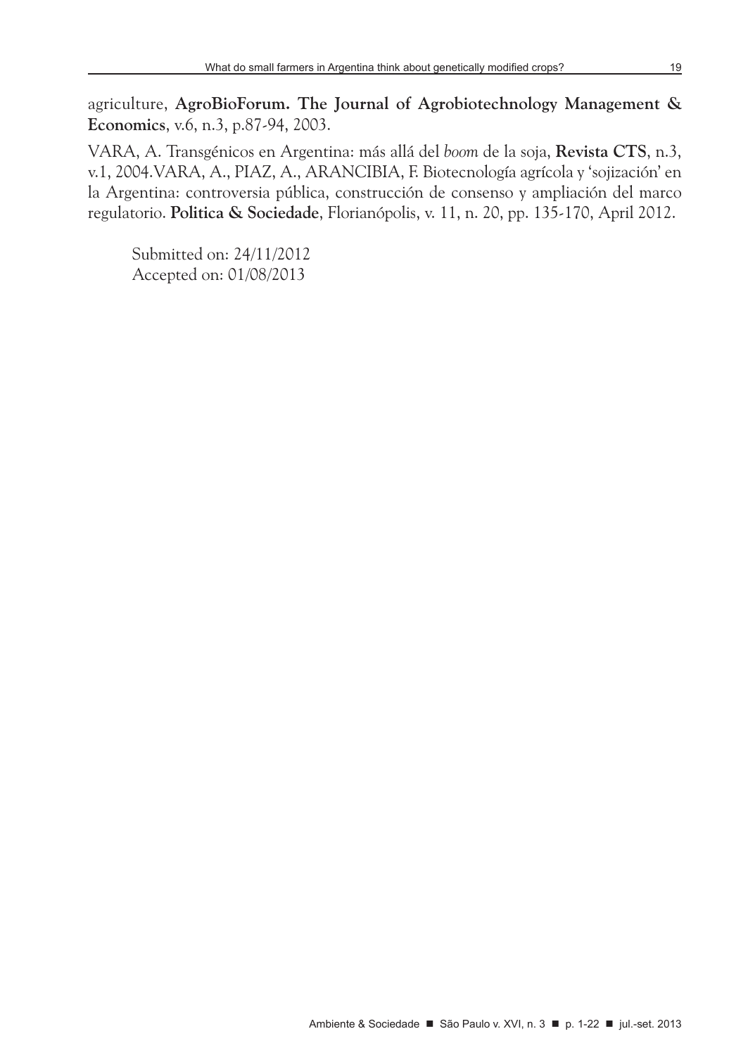agriculture, **AgroBioForum. The Journal of Agrobiotechnology Management & Economics**, v.6, n.3, p.87-94, 2003.

VARA, A. Transgénicos en Argentina: más allá del *boom* de la soja, **Revista CTS**, n.3, v.1, 2004.VARA, A., PIAZ, A., ARANCIBIA, F. Biotecnología agrícola y 'sojización' en la Argentina: controversia pública, construcción de consenso y ampliación del marco regulatorio. **Politica & Sociedade**, Florianópolis, v. 11, n. 20, pp. 135-170, April 2012.

Submitted on: 24/11/2012
Accepted on: 01/08/2013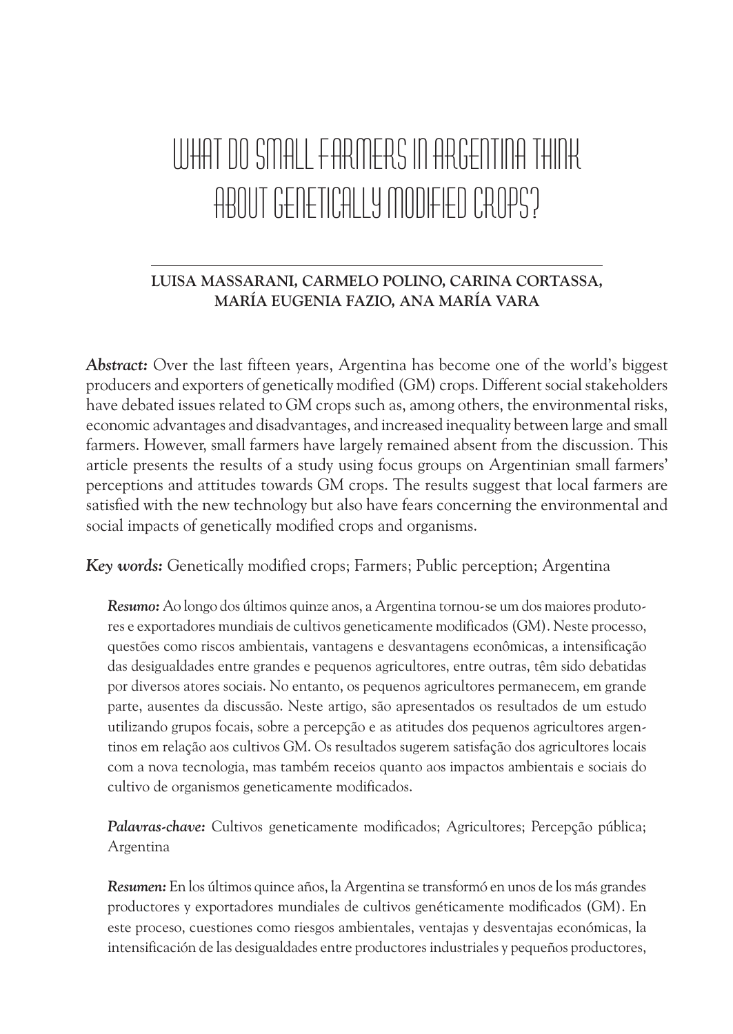# WHAT DO SMALL FARMERS IN ARGENTINA THINK ABOUT GENETICALLY MODIFIED CROPS?

**LUISA MASSARANI, CARMELO POLINO, CARINA CORTASSA, MARÍA EUGENIA FAZIO, ANA MARÍA VARA**

***Abstract:*** Over the last fifteen years, Argentina has become one of the world's biggest producers and exporters of genetically modified (GM) crops. Different social stakeholders have debated issues related to GM crops such as, among others, the environmental risks, economic advantages and disadvantages, and increased inequality between large and small farmers. However, small farmers have largely remained absent from the discussion. This article presents the results of a study using focus groups on Argentinian small farmers' perceptions and attitudes towards GM crops. The results suggest that local farmers are satisfied with the new technology but also have fears concerning the environmental and social impacts of genetically modified crops and organisms.

***Key words:*** Genetically modified crops; Farmers; Public perception; Argentina

***Resumo:*** Ao longo dos últimos quinze anos, a Argentina tornou-se um dos maiores produtores e exportadores mundiais de cultivos geneticamente modificados (GM). Neste processo, questões como riscos ambientais, vantagens e desvantagens econômicas, a intensificação das desigualdades entre grandes e pequenos agricultores, entre outras, têm sido debatidas por diversos atores sociais. No entanto, os pequenos agricultores permanecem, em grande parte, ausentes da discussão. Neste artigo, são apresentados os resultados de um estudo utilizando grupos focais, sobre a percepção e as atitudes dos pequenos agricultores argentinos em relação aos cultivos GM. Os resultados sugerem satisfação dos agricultores locais com a nova tecnologia, mas também receios quanto aos impactos ambientais e sociais do cultivo de organismos geneticamente modificados.

***Palavras-chave:*** Cultivos geneticamente modificados; Agricultores; Percepção pública; Argentina

***Resumen:*** En los últimos quince años, la Argentina se transformó en unos de los más grandes productores y exportadores mundiales de cultivos genéticamente modificados (GM). En este proceso, cuestiones como riesgos ambientales, ventajas y desventajas económicas, la intensificación de las desigualdades entre productores industriales y pequeños productores,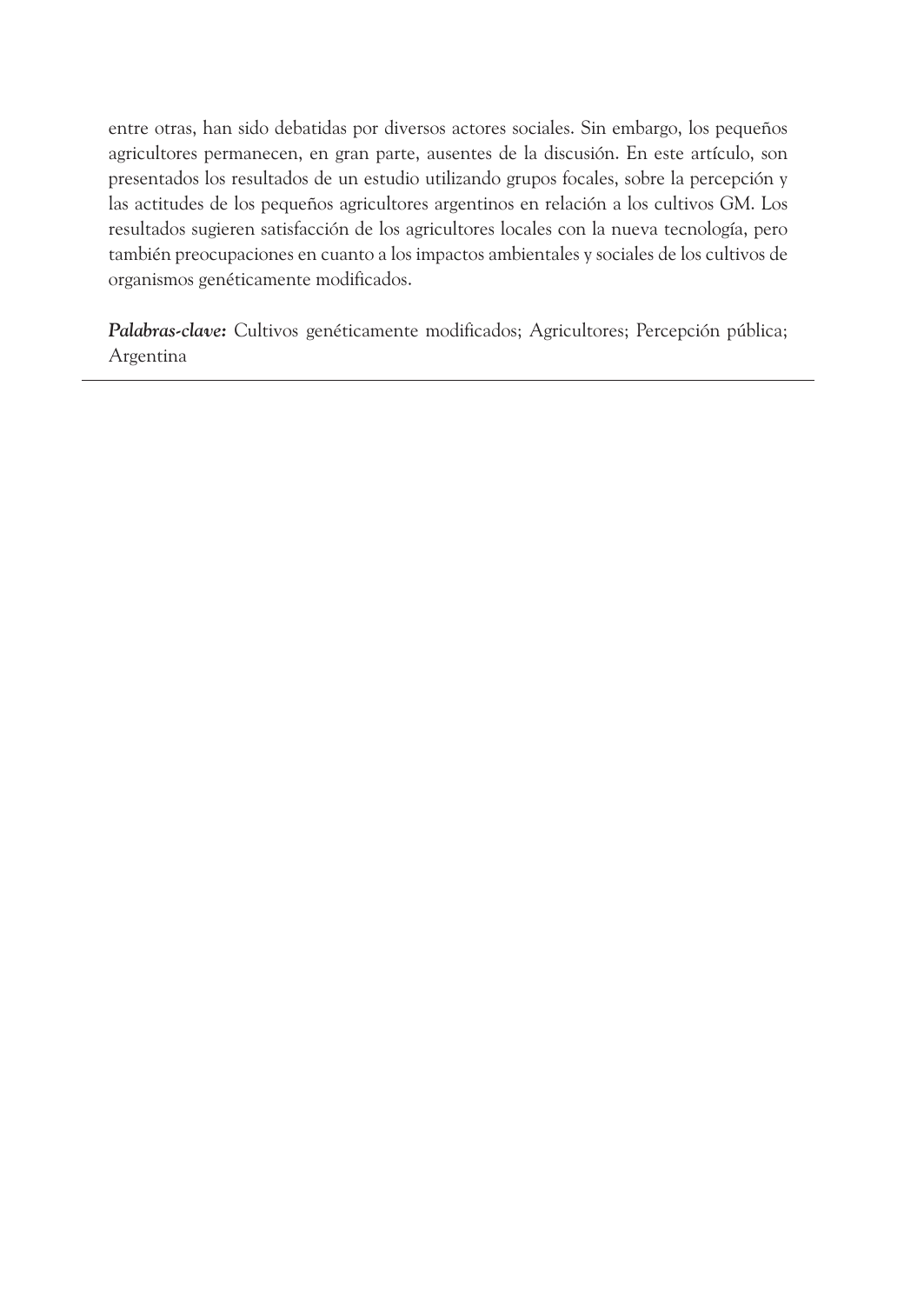entre otras, han sido debatidas por diversos actores sociales. Sin embargo, los pequeños agricultores permanecen, en gran parte, ausentes de la discusión. En este artículo, son presentados los resultados de un estudio utilizando grupos focales, sobre la percepción y las actitudes de los pequeños agricultores argentinos en relación a los cultivos GM. Los resultados sugieren satisfacción de los agricultores locales con la nueva tecnología, pero también preocupaciones en cuanto a los impactos ambientales y sociales de los cultivos de organismos genéticamente modificados.

***Palabras-clave:*** Cultivos genéticamente modificados; Agricultores; Percepción pública; Argentina